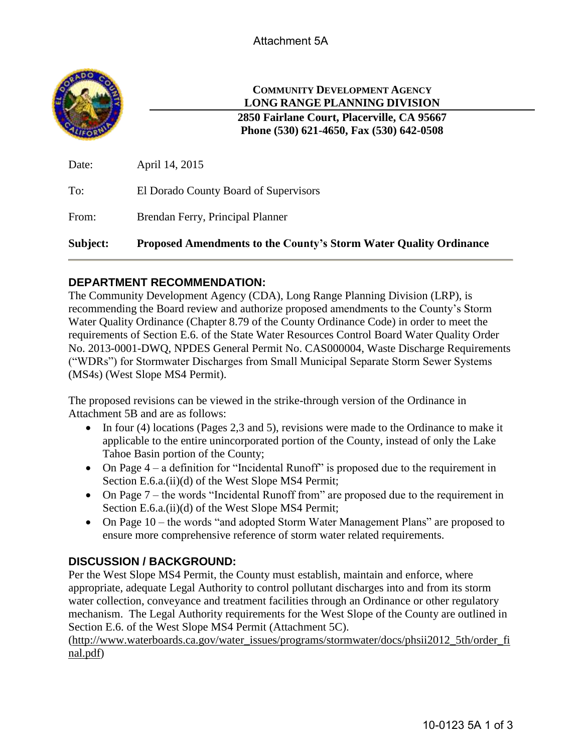Attachment 5A

**COMMUNITY DEVELOPMENT AGENCY**
**LONG RANGE PLANNING DIVISION**
**2850 Fairlane Court, Placerville, CA 95667**
**Phone (530) 621-4650, Fax (530) 642-0508**

Date: April 14, 2015

To: El Dorado County Board of Supervisors

From: Brendan Ferry, Principal Planner

**Subject: Proposed Amendments to the County's Storm Water Quality Ordinance**

## DEPARTMENT RECOMMENDATION:

The Community Development Agency (CDA), Long Range Planning Division (LRP), is recommending the Board review and authorize proposed amendments to the County's Storm Water Quality Ordinance (Chapter 8.79 of the County Ordinance Code) in order to meet the requirements of Section E.6. of the State Water Resources Control Board Water Quality Order No. 2013-0001-DWQ, NPDES General Permit No. CAS000004, Waste Discharge Requirements ("WDRs") for Stormwater Discharges from Small Municipal Separate Storm Sewer Systems (MS4s) (West Slope MS4 Permit).

The proposed revisions can be viewed in the strike-through version of the Ordinance in Attachment 5B and are as follows:

- In four (4) locations (Pages 2,3 and 5), revisions were made to the Ordinance to make it applicable to the entire unincorporated portion of the County, instead of only the Lake Tahoe Basin portion of the County;
- On Page 4 – a definition for "Incidental Runoff" is proposed due to the requirement in Section E.6.a.(ii)(d) of the West Slope MS4 Permit;
- On Page 7 – the words "Incidental Runoff from" are proposed due to the requirement in Section E.6.a.(ii)(d) of the West Slope MS4 Permit;
- On Page 10 – the words "and adopted Storm Water Management Plans" are proposed to ensure more comprehensive reference of storm water related requirements.

## DISCUSSION / BACKGROUND:

Per the West Slope MS4 Permit, the County must establish, maintain and enforce, where appropriate, adequate Legal Authority to control pollutant discharges into and from its storm water collection, conveyance and treatment facilities through an Ordinance or other regulatory mechanism. The Legal Authority requirements for the West Slope of the County are outlined in Section E.6. of the West Slope MS4 Permit (Attachment 5C). (http://www.waterboards.ca.gov/water_issues/programs/stormwater/docs/phsii2012_5th/order_final.pdf)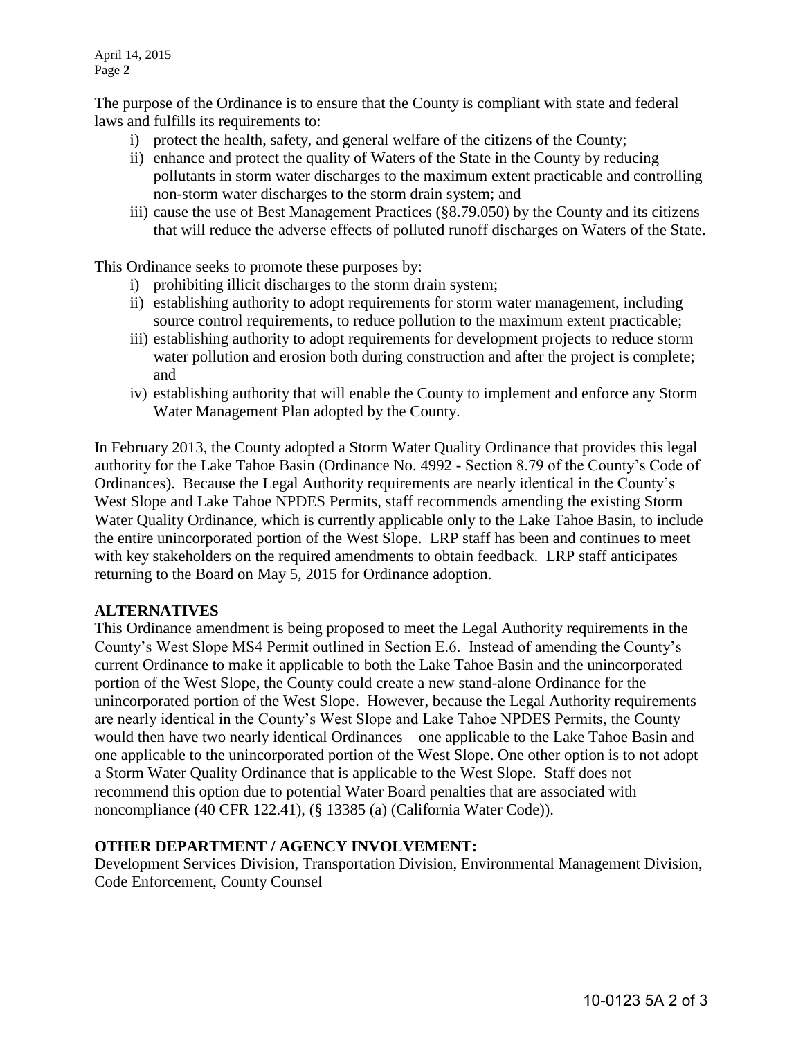The purpose of the Ordinance is to ensure that the County is compliant with state and federal laws and fulfills its requirements to:

i) protect the health, safety, and general welfare of the citizens of the County;
ii) enhance and protect the quality of Waters of the State in the County by reducing pollutants in storm water discharges to the maximum extent practicable and controlling non-storm water discharges to the storm drain system; and
iii) cause the use of Best Management Practices (§8.79.050) by the County and its citizens that will reduce the adverse effects of polluted runoff discharges on Waters of the State.

This Ordinance seeks to promote these purposes by:

i) prohibiting illicit discharges to the storm drain system;
ii) establishing authority to adopt requirements for storm water management, including source control requirements, to reduce pollution to the maximum extent practicable;
iii) establishing authority to adopt requirements for development projects to reduce storm water pollution and erosion both during construction and after the project is complete; and
iv) establishing authority that will enable the County to implement and enforce any Storm Water Management Plan adopted by the County.

In February 2013, the County adopted a Storm Water Quality Ordinance that provides this legal authority for the Lake Tahoe Basin (Ordinance No. 4992 - Section 8.79 of the County's Code of Ordinances). Because the Legal Authority requirements are nearly identical in the County's West Slope and Lake Tahoe NPDES Permits, staff recommends amending the existing Storm Water Quality Ordinance, which is currently applicable only to the Lake Tahoe Basin, to include the entire unincorporated portion of the West Slope. LRP staff has been and continues to meet with key stakeholders on the required amendments to obtain feedback. LRP staff anticipates returning to the Board on May 5, 2015 for Ordinance adoption.

## ALTERNATIVES

This Ordinance amendment is being proposed to meet the Legal Authority requirements in the County's West Slope MS4 Permit outlined in Section E.6. Instead of amending the County's current Ordinance to make it applicable to both the Lake Tahoe Basin and the unincorporated portion of the West Slope, the County could create a new stand-alone Ordinance for the unincorporated portion of the West Slope. However, because the Legal Authority requirements are nearly identical in the County's West Slope and Lake Tahoe NPDES Permits, the County would then have two nearly identical Ordinances – one applicable to the Lake Tahoe Basin and one applicable to the unincorporated portion of the West Slope. One other option is to not adopt a Storm Water Quality Ordinance that is applicable to the West Slope. Staff does not recommend this option due to potential Water Board penalties that are associated with noncompliance (40 CFR 122.41), (§ 13385 (a) (California Water Code)).

## OTHER DEPARTMENT / AGENCY INVOLVEMENT:

Development Services Division, Transportation Division, Environmental Management Division, Code Enforcement, County Counsel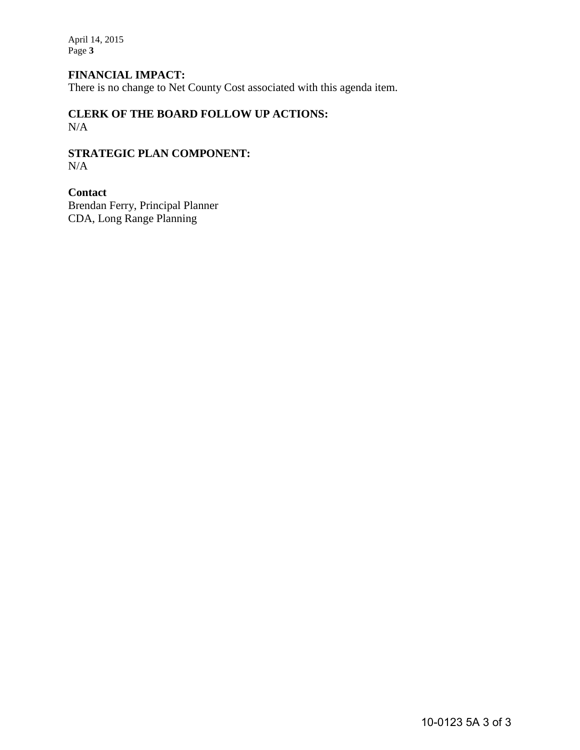**FINANCIAL IMPACT:**
There is no change to Net County Cost associated with this agenda item.

**CLERK OF THE BOARD FOLLOW UP ACTIONS:**
N/A

**STRATEGIC PLAN COMPONENT:**
N/A

**Contact**
Brendan Ferry, Principal Planner
CDA, Long Range Planning